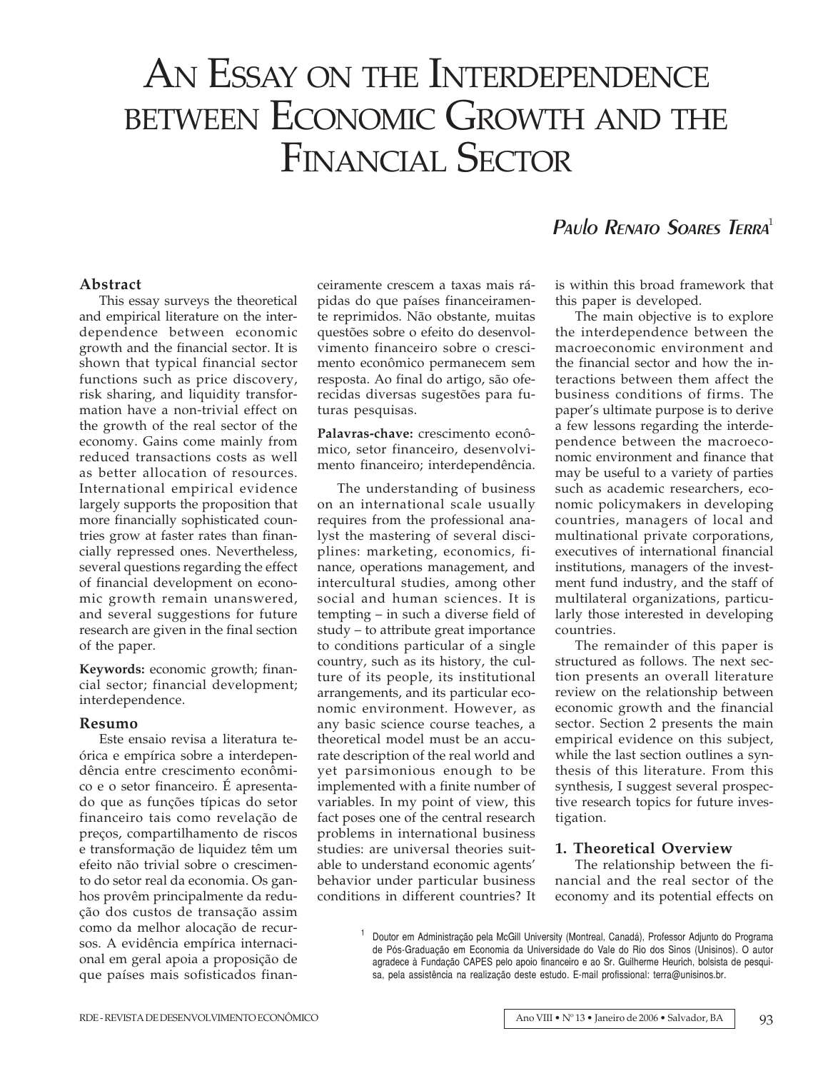# An Essay on the Interdependence between Economic Growth and the Financial Sector

***Paulo Renato Soares Terra***[1]

## Abstract

This essay surveys the theoretical and empirical literature on the interdependence between economic growth and the financial sector. It is shown that typical financial sector functions such as price discovery, risk sharing, and liquidity transformation have a non-trivial effect on the growth of the real sector of the economy. Gains come mainly from reduced transactions costs as well as better allocation of resources. International empirical evidence largely supports the proposition that more financially sophisticated countries grow at faster rates than financially repressed ones. Nevertheless, several questions regarding the effect of financial development on economic growth remain unanswered, and several suggestions for future research are given in the final section of the paper.

**Keywords:** economic growth; financial sector; financial development; interdependence.

## Resumo

Este ensaio revisa a literatura teórica e empírica sobre a interdependência entre crescimento econômico e o setor financeiro. É apresentado que as funções típicas do setor financeiro tais como revelação de preços, compartilhamento de riscos e transformação de liquidez têm um efeito não trivial sobre o crescimento do setor real da economia. Os ganhos provêm principalmente da redução dos custos de transação assim como da melhor alocação de recursos. A evidência empírica internacional em geral apoia a proposição de que países mais sofisticados financeiramente crescem a taxas mais rápidas do que países financeiramente reprimidos. Não obstante, muitas questões sobre o efeito do desenvolvimento financeiro sobre o crescimento econômico permanecem sem resposta. Ao final do artigo, são oferecidas diversas sugestões para futuras pesquisas.

**Palavras-chave:** crescimento econômico, setor financeiro, desenvolvimento financeiro; interdependência.

The understanding of business on an international scale usually requires from the professional analyst the mastering of several disciplines: marketing, economics, finance, operations management, and intercultural studies, among other social and human sciences. It is tempting – in such a diverse field of study – to attribute great importance to conditions particular of a single country, such as its history, the culture of its people, its institutional arrangements, and its particular economic environment. However, as any basic science course teaches, a theoretical model must be an accurate description of the real world and yet parsimonious enough to be implemented with a finite number of variables. In my point of view, this fact poses one of the central research problems in international business studies: are universal theories suitable to understand economic agents' behavior under particular business conditions in different countries? It is within this broad framework that this paper is developed.

The main objective is to explore the interdependence between the macroeconomic environment and the financial sector and how the interactions between them affect the business conditions of firms. The paper's ultimate purpose is to derive a few lessons regarding the interdependence between the macroeconomic environment and finance that may be useful to a variety of parties such as academic researchers, economic policymakers in developing countries, managers of local and multinational private corporations, executives of international financial institutions, managers of the investment fund industry, and the staff of multilateral organizations, particularly those interested in developing countries.

The remainder of this paper is structured as follows. The next section presents an overall literature review on the relationship between economic growth and the financial sector. Section 2 presents the main empirical evidence on this subject, while the last section outlines a synthesis of this literature. From this synthesis, I suggest several prospective research topics for future investigation.

## 1. Theoretical Overview

The relationship between the financial and the real sector of the economy and its potential effects on

[1] Doutor em Administração pela McGill University (Montreal, Canadá), Professor Adjunto do Programa de Pós-Graduação em Economia da Universidade do Vale do Rio dos Sinos (Unisinos). O autor agradece à Fundação CAPES pelo apoio financeiro e ao Sr. Guilherme Heurich, bolsista de pesquisa, pela assistência na realização deste estudo. E-mail profissional: terra@unisinos.br.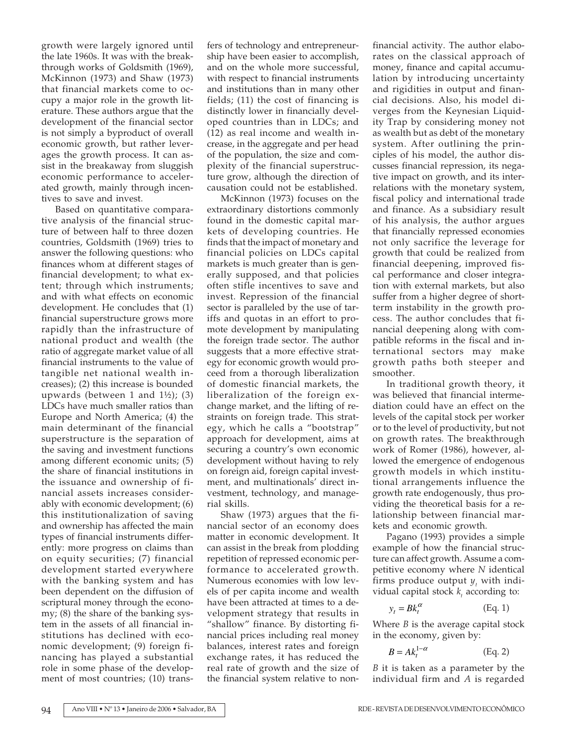growth were largely ignored until the late 1960s. It was with the breakthrough works of Goldsmith (1969), McKinnon (1973) and Shaw (1973) that financial markets come to occupy a major role in the growth literature. These authors argue that the development of the financial sector is not simply a byproduct of overall economic growth, but rather leverages the growth process. It can assist in the breakaway from sluggish economic performance to accelerated growth, mainly through incentives to save and invest.

Based on quantitative comparative analysis of the financial structure of between half to three dozen countries, Goldsmith (1969) tries to answer the following questions: who finances whom at different stages of financial development; to what extent; through which instruments; and with what effects on economic development. He concludes that (1) financial superstructure grows more rapidly than the infrastructure of national product and wealth (the ratio of aggregate market value of all financial instruments to the value of tangible net national wealth increases); (2) this increase is bounded upwards (between 1 and 1½); (3) LDCs have much smaller ratios than Europe and North America; (4) the main determinant of the financial superstructure is the separation of the saving and investment functions among different economic units; (5) the share of financial institutions in the issuance and ownership of financial assets increases considerably with economic development; (6) this institutionalization of saving and ownership has affected the main types of financial instruments differently: more progress on claims than on equity securities; (7) financial development started everywhere with the banking system and has been dependent on the diffusion of scriptural money through the economy; (8) the share of the banking system in the assets of all financial institutions has declined with economic development; (9) foreign financing has played a substantial role in some phase of the development of most countries; (10) transfers of technology and entrepreneurship have been easier to accomplish, and on the whole more successful, with respect to financial instruments and institutions than in many other fields; (11) the cost of financing is distinctly lower in financially developed countries than in LDCs; and (12) as real income and wealth increase, in the aggregate and per head of the population, the size and complexity of the financial superstructure grow, although the direction of causation could not be established.

McKinnon (1973) focuses on the extraordinary distortions commonly found in the domestic capital markets of developing countries. He finds that the impact of monetary and financial policies on LDCs capital markets is much greater than is generally supposed, and that policies often stifle incentives to save and invest. Repression of the financial sector is paralleled by the use of tariffs and quotas in an effort to promote development by manipulating the foreign trade sector. The author suggests that a more effective strategy for economic growth would proceed from a thorough liberalization of domestic financial markets, the liberalization of the foreign exchange market, and the lifting of restraints on foreign trade. This strategy, which he calls a "bootstrap" approach for development, aims at securing a country's own economic development without having to rely on foreign aid, foreign capital investment, and multinationals' direct investment, technology, and managerial skills.

Shaw (1973) argues that the financial sector of an economy does matter in economic development. It can assist in the break from plodding repetition of repressed economic performance to accelerated growth. Numerous economies with low levels of per capita income and wealth have been attracted at times to a development strategy that results in "shallow" finance. By distorting financial prices including real money balances, interest rates and foreign exchange rates, it has reduced the real rate of growth and the size of the financial system relative to non-financial activity. The author elaborates on the classical approach of money, finance and capital accumulation by introducing uncertainty and rigidities in output and financial decisions. Also, his model diverges from the Keynesian Liquidity Trap by considering money not as wealth but as debt of the monetary system. After outlining the principles of his model, the author discusses financial repression, its negative impact on growth, and its interrelations with the monetary system, fiscal policy and international trade and finance. As a subsidiary result of his analysis, the author argues that financially repressed economies not only sacrifice the leverage for growth that could be realized from financial deepening, improved fiscal performance and closer integration with external markets, but also suffer from a higher degree of short-term instability in the growth process. The author concludes that financial deepening along with compatible reforms in the fiscal and international sectors may make growth paths both steeper and smoother.

In traditional growth theory, it was believed that financial intermediation could have an effect on the levels of the capital stock per worker or to the level of productivity, but not on growth rates. The breakthrough work of Romer (1986), however, allowed the emergence of endogenous growth models in which institutional arrangements influence the growth rate endogenously, thus providing the theoretical basis for a relationship between financial markets and economic growth.

Pagano (1993) provides a simple example of how the financial structure can affect growth. Assume a competitive economy where $N$ identical firms produce output $y_t$ with individual capital stock $k_t$ according to:

$$y_t = Bk_t^{\alpha} \qquad \text{(Eq. 1)}$$

Where $B$ is the average capital stock in the economy, given by:

$$B = Ak_t^{1-\alpha} \qquad \text{(Eq. 2)}$$

$B$ it is taken as a parameter by the individual firm and $A$ is regarded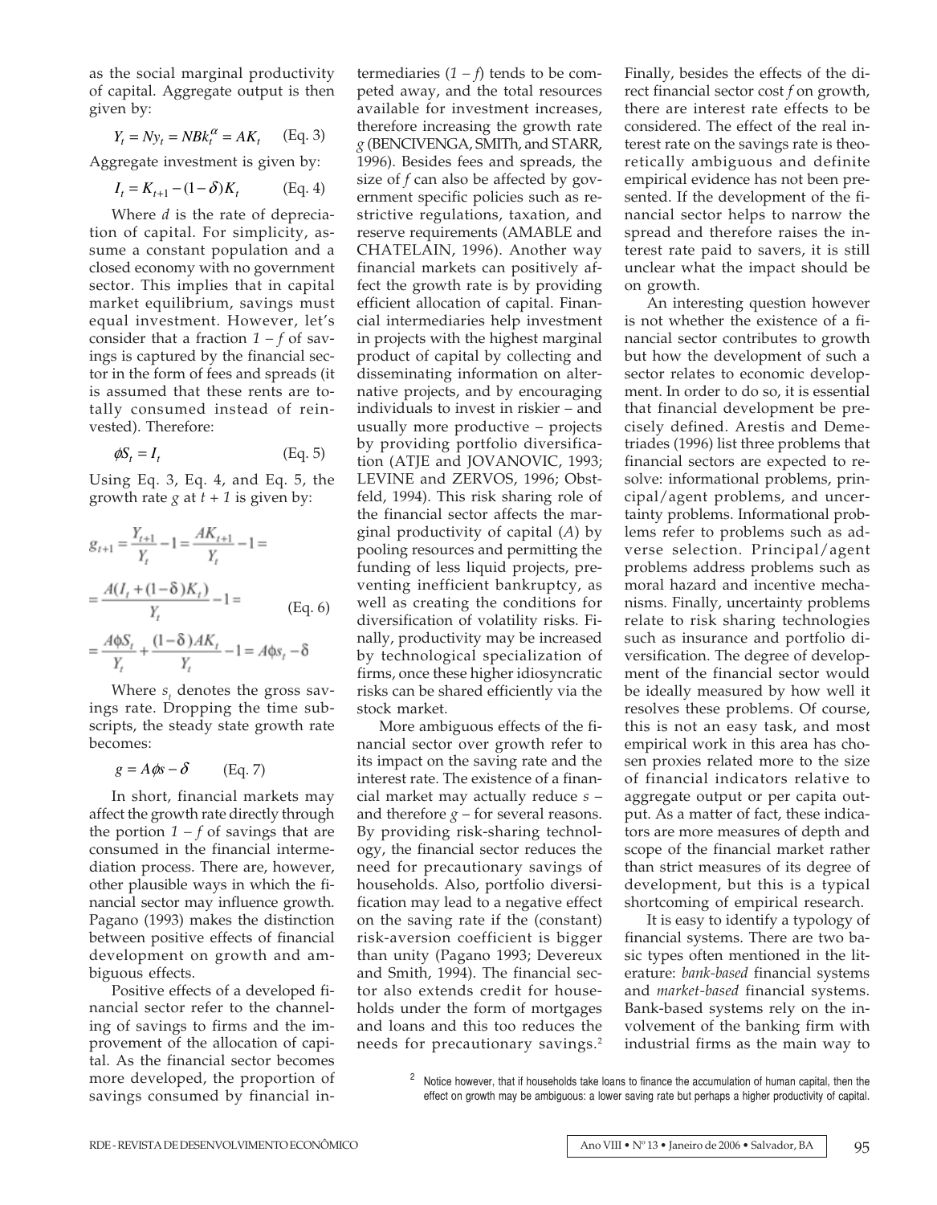as the social marginal productivity of capital. Aggregate output is then given by:

$$Y_t = Ny_t = NBk_t^{\alpha} = AK_t \qquad \text{(Eq. 3)}$$

Aggregate investment is given by:

$$I_t = K_{t+1} - (1-\delta)K_t \qquad \text{(Eq. 4)}$$

Where *d* is the rate of depreciation of capital. For simplicity, assume a constant population and a closed economy with no government sector. This implies that in capital market equilibrium, savings must equal investment. However, let's consider that a fraction *1 – f* of savings is captured by the financial sector in the form of fees and spreads (it is assumed that these rents are totally consumed instead of reinvested). Therefore:

$$\phi S_t = I_t \qquad \text{(Eq. 5)}$$

Using Eq. 3, Eq. 4, and Eq. 5, the growth rate *g* at *t + 1* is given by:

$$g_{t+1} = \frac{Y_{t+1}}{Y_t} - 1 = \frac{AK_{t+1}}{Y_t} - 1 =$$

$$= \frac{A(I_t + (1-\delta)K_t)}{Y_t} - 1 = \qquad \text{(Eq. 6)}$$

$$= \frac{A\phi S_t}{Y_t} + \frac{(1-\delta)AK_t}{Y_t} - 1 = A\phi s_t - \delta$$

Where $s_t$ denotes the gross savings rate. Dropping the time subscripts, the steady state growth rate becomes:

$$g = A\phi s - \delta \qquad \text{(Eq. 7)}$$

In short, financial markets may affect the growth rate directly through the portion *1 – f* of savings that are consumed in the financial intermediation process. There are, however, other plausible ways in which the financial sector may influence growth. Pagano (1993) makes the distinction between positive effects of financial development on growth and ambiguous effects.

Positive effects of a developed financial sector refer to the channeling of savings to firms and the improvement of the allocation of capital. As the financial sector becomes more developed, the proportion of savings consumed by financial intermediaries (*1 – f*) tends to be competed away, and the total resources available for investment increases, therefore increasing the growth rate *g* (BENCIVENGA, SMITh, and STARR, 1996). Besides fees and spreads, the size of *f* can also be affected by government specific policies such as restrictive regulations, taxation, and reserve requirements (AMABLE and CHATELAIN, 1996). Another way financial markets can positively affect the growth rate is by providing efficient allocation of capital. Financial intermediaries help investment in projects with the highest marginal product of capital by collecting and disseminating information on alternative projects, and by encouraging individuals to invest in riskier – and usually more productive – projects by providing portfolio diversification (ATJE and JOVANOVIC, 1993; LEVINE and ZERVOS, 1996; Obstfeld, 1994). This risk sharing role of the financial sector affects the marginal productivity of capital (*A*) by pooling resources and permitting the funding of less liquid projects, preventing inefficient bankruptcy, as well as creating the conditions for diversification of volatility risks. Finally, productivity may be increased by technological specialization of firms, once these higher idiosyncratic risks can be shared efficiently via the stock market.

More ambiguous effects of the financial sector over growth refer to its impact on the saving rate and the interest rate. The existence of a financial market may actually reduce *s* – and therefore *g* – for several reasons. By providing risk-sharing technology, the financial sector reduces the need for precautionary savings of households. Also, portfolio diversification may lead to a negative effect on the saving rate if the (constant) risk-aversion coefficient is bigger than unity (Pagano 1993; Devereux and Smith, 1994). The financial sector also extends credit for households under the form of mortgages and loans and this too reduces the needs for precautionary savings.[2] Finally, besides the effects of the direct financial sector cost *f* on growth, there are interest rate effects to be considered. The effect of the real interest rate on the savings rate is theoretically ambiguous and definite empirical evidence has not been presented. If the development of the financial sector helps to narrow the spread and therefore raises the interest rate paid to savers, it is still unclear what the impact should be on growth.

An interesting question however is not whether the existence of a financial sector contributes to growth but how the development of such a sector relates to economic development. In order to do so, it is essential that financial development be precisely defined. Arestis and Demetriades (1996) list three problems that financial sectors are expected to resolve: informational problems, principal/agent problems, and uncertainty problems. Informational problems refer to problems such as adverse selection. Principal/agent problems address problems such as moral hazard and incentive mechanisms. Finally, uncertainty problems relate to risk sharing technologies such as insurance and portfolio diversification. The degree of development of the financial sector would be ideally measured by how well it resolves these problems. Of course, this is not an easy task, and most empirical work in this area has chosen proxies related more to the size of financial indicators relative to aggregate output or per capita output. As a matter of fact, these indicators are more measures of depth and scope of the financial market rather than strict measures of its degree of development, but this is a typical shortcoming of empirical research.

It is easy to identify a typology of financial systems. There are two basic types often mentioned in the literature: *bank-based* financial systems and *market-based* financial systems. Bank-based systems rely on the involvement of the banking firm with industrial firms as the main way to

[2] Notice however, that if households take loans to finance the accumulation of human capital, then the effect on growth may be ambiguous: a lower saving rate but perhaps a higher productivity of capital.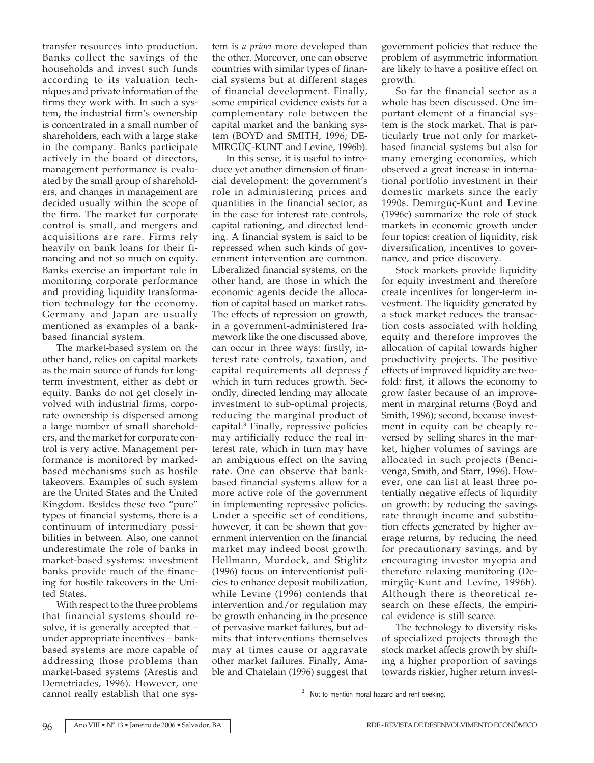transfer resources into production. Banks collect the savings of the households and invest such funds according to its valuation techniques and private information of the firms they work with. In such a system, the industrial firm's ownership is concentrated in a small number of shareholders, each with a large stake in the company. Banks participate actively in the board of directors, management performance is evaluated by the small group of shareholders, and changes in management are decided usually within the scope of the firm. The market for corporate control is small, and mergers and acquisitions are rare. Firms rely heavily on bank loans for their financing and not so much on equity. Banks exercise an important role in monitoring corporate performance and providing liquidity transformation technology for the economy. Germany and Japan are usually mentioned as examples of a bank-based financial system.

The market-based system on the other hand, relies on capital markets as the main source of funds for long-term investment, either as debt or equity. Banks do not get closely involved with industrial firms, corporate ownership is dispersed among a large number of small shareholders, and the market for corporate control is very active. Management performance is monitored by marked-based mechanisms such as hostile takeovers. Examples of such system are the United States and the United Kingdom. Besides these two "pure" types of financial systems, there is a continuum of intermediary possibilities in between. Also, one cannot underestimate the role of banks in market-based systems: investment banks provide much of the financing for hostile takeovers in the United States.

With respect to the three problems that financial systems should resolve, it is generally accepted that – under appropriate incentives – bank-based systems are more capable of addressing those problems than market-based systems (Arestis and Demetriades, 1996). However, one cannot really establish that one system is *a priori* more developed than the other. Moreover, one can observe countries with similar types of financial systems but at different stages of financial development. Finally, some empirical evidence exists for a complementary role between the capital market and the banking system (BOYD and SMITH, 1996; DEMIRGÜÇ-KUNT and Levine, 1996b).

In this sense, it is useful to introduce yet another dimension of financial development: the government's role in administering prices and quantities in the financial sector, as in the case for interest rate controls, capital rationing, and directed lending. A financial system is said to be repressed when such kinds of government intervention are common. Liberalized financial systems, on the other hand, are those in which the economic agents decide the allocation of capital based on market rates. The effects of repression on growth, in a government-administered framework like the one discussed above, can occur in three ways: firstly, interest rate controls, taxation, and capital requirements all depress $f$ which in turn reduces growth. Secondly, directed lending may allocate investment to sub-optimal projects, reducing the marginal product of capital.[3] Finally, repressive policies may artificially reduce the real interest rate, which in turn may have an ambiguous effect on the saving rate. One can observe that bank-based financial systems allow for a more active role of the government in implementing repressive policies. Under a specific set of conditions, however, it can be shown that government intervention on the financial market may indeed boost growth. Hellmann, Murdock, and Stiglitz (1996) focus on interventionist policies to enhance deposit mobilization, while Levine (1996) contends that intervention and/or regulation may be growth enhancing in the presence of pervasive market failures, but admits that interventions themselves may at times cause or aggravate other market failures. Finally, Amable and Chatelain (1996) suggest that government policies that reduce the problem of asymmetric information are likely to have a positive effect on growth.

So far the financial sector as a whole has been discussed. One important element of a financial system is the stock market. That is particularly true not only for market-based financial systems but also for many emerging economies, which observed a great increase in international portfolio investment in their domestic markets since the early 1990s. Demirgüç-Kunt and Levine (1996c) summarize the role of stock markets in economic growth under four topics: creation of liquidity, risk diversification, incentives to governance, and price discovery.

Stock markets provide liquidity for equity investment and therefore create incentives for longer-term investment. The liquidity generated by a stock market reduces the transaction costs associated with holding equity and therefore improves the allocation of capital towards higher productivity projects. The positive effects of improved liquidity are two-fold: first, it allows the economy to grow faster because of an improvement in marginal returns (Boyd and Smith, 1996); second, because investment in equity can be cheaply reversed by selling shares in the market, higher volumes of savings are allocated in such projects (Bencivenga, Smith, and Starr, 1996). However, one can list at least three potentially negative effects of liquidity on growth: by reducing the savings rate through income and substitution effects generated by higher average returns, by reducing the need for precautionary savings, and by encouraging investor myopia and therefore relaxing monitoring (Demirgüç-Kunt and Levine, 1996b). Although there is theoretical research on these effects, the empirical evidence is still scarce.

The technology to diversify risks of specialized projects through the stock market affects growth by shifting a higher proportion of savings towards riskier, higher return invest-

[3] Not to mention moral hazard and rent seeking.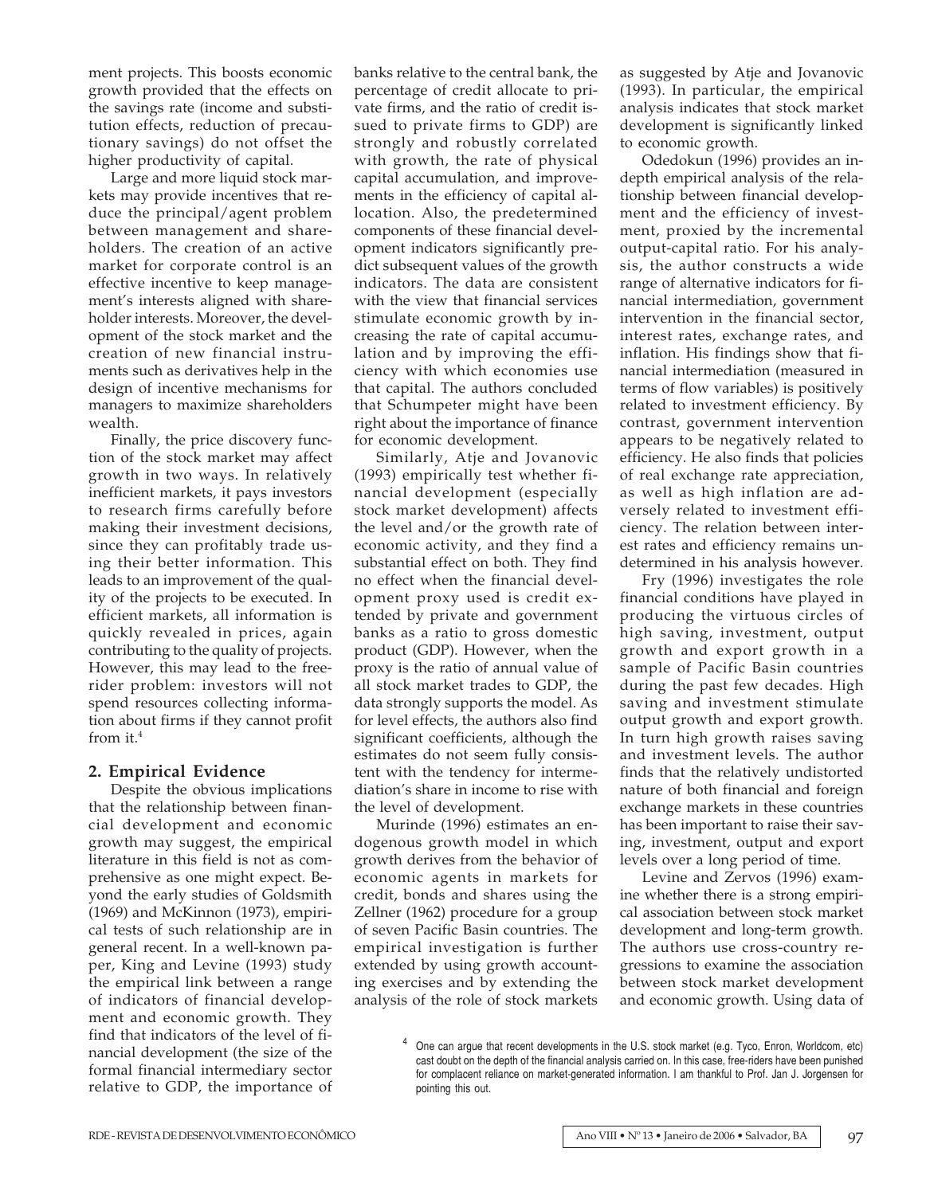ment projects. This boosts economic growth provided that the effects on the savings rate (income and substitution effects, reduction of precautionary savings) do not offset the higher productivity of capital.

Large and more liquid stock markets may provide incentives that reduce the principal/agent problem between management and shareholders. The creation of an active market for corporate control is an effective incentive to keep management's interests aligned with shareholder interests. Moreover, the development of the stock market and the creation of new financial instruments such as derivatives help in the design of incentive mechanisms for managers to maximize shareholders wealth.

Finally, the price discovery function of the stock market may affect growth in two ways. In relatively inefficient markets, it pays investors to research firms carefully before making their investment decisions, since they can profitably trade using their better information. This leads to an improvement of the quality of the projects to be executed. In efficient markets, all information is quickly revealed in prices, again contributing to the quality of projects. However, this may lead to the free-rider problem: investors will not spend resources collecting information about firms if they cannot profit from it.[4]

## 2. Empirical Evidence

Despite the obvious implications that the relationship between financial development and economic growth may suggest, the empirical literature in this field is not as comprehensive as one might expect. Beyond the early studies of Goldsmith (1969) and McKinnon (1973), empirical tests of such relationship are in general recent. In a well-known paper, King and Levine (1993) study the empirical link between a range of indicators of financial development and economic growth. They find that indicators of the level of financial development (the size of the formal financial intermediary sector relative to GDP, the importance of banks relative to the central bank, the percentage of credit allocate to private firms, and the ratio of credit issued to private firms to GDP) are strongly and robustly correlated with growth, the rate of physical capital accumulation, and improvements in the efficiency of capital allocation. Also, the predetermined components of these financial development indicators significantly predict subsequent values of the growth indicators. The data are consistent with the view that financial services stimulate economic growth by increasing the rate of capital accumulation and by improving the efficiency with which economies use that capital. The authors concluded that Schumpeter might have been right about the importance of finance for economic development.

Similarly, Atje and Jovanovic (1993) empirically test whether financial development (especially stock market development) affects the level and/or the growth rate of economic activity, and they find a substantial effect on both. They find no effect when the financial development proxy used is credit extended by private and government banks as a ratio to gross domestic product (GDP). However, when the proxy is the ratio of annual value of all stock market trades to GDP, the data strongly supports the model. As for level effects, the authors also find significant coefficients, although the estimates do not seem fully consistent with the tendency for intermediation's share in income to rise with the level of development.

Murinde (1996) estimates an endogenous growth model in which growth derives from the behavior of economic agents in markets for credit, bonds and shares using the Zellner (1962) procedure for a group of seven Pacific Basin countries. The empirical investigation is further extended by using growth accounting exercises and by extending the analysis of the role of stock markets as suggested by Atje and Jovanovic (1993). In particular, the empirical analysis indicates that stock market development is significantly linked to economic growth.

Odedokun (1996) provides an in-depth empirical analysis of the relationship between financial development and the efficiency of investment, proxied by the incremental output-capital ratio. For his analysis, the author constructs a wide range of alternative indicators for financial intermediation, government intervention in the financial sector, interest rates, exchange rates, and inflation. His findings show that financial intermediation (measured in terms of flow variables) is positively related to investment efficiency. By contrast, government intervention appears to be negatively related to efficiency. He also finds that policies of real exchange rate appreciation, as well as high inflation are adversely related to investment efficiency. The relation between interest rates and efficiency remains undetermined in his analysis however.

Fry (1996) investigates the role financial conditions have played in producing the virtuous circles of high saving, investment, output growth and export growth in a sample of Pacific Basin countries during the past few decades. High saving and investment stimulate output growth and export growth. In turn high growth raises saving and investment levels. The author finds that the relatively undistorted nature of both financial and foreign exchange markets in these countries has been important to raise their saving, investment, output and export levels over a long period of time.

Levine and Zervos (1996) examine whether there is a strong empirical association between stock market development and long-term growth. The authors use cross-country regressions to examine the association between stock market development and economic growth. Using data of

[4] One can argue that recent developments in the U.S. stock market (e.g. Tyco, Enron, Worldcom, etc) cast doubt on the depth of the financial analysis carried on. In this case, free-riders have been punished for complacent reliance on market-generated information. I am thankful to Prof. Jan J. Jorgensen for pointing this out.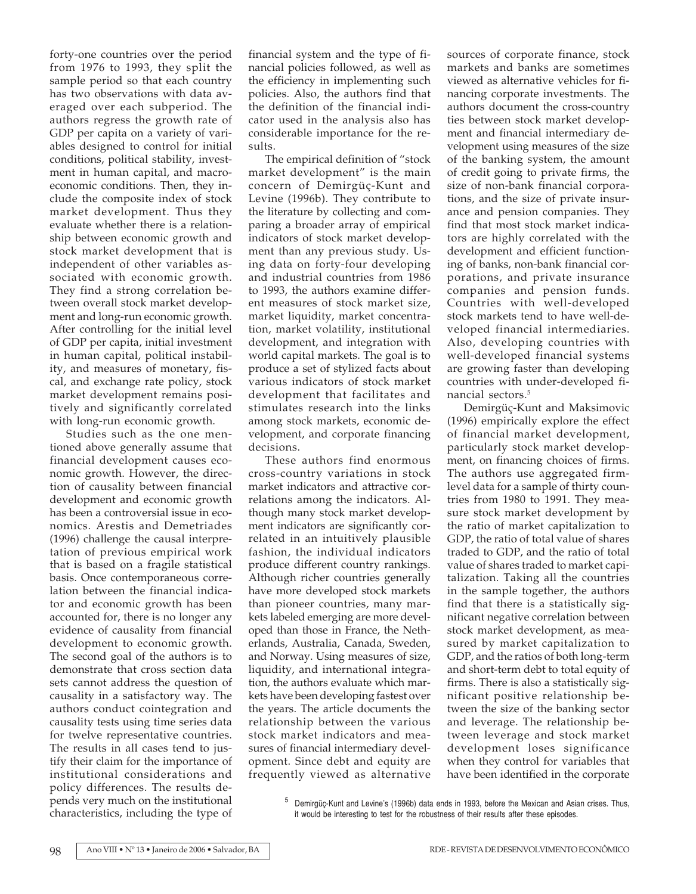forty-one countries over the period from 1976 to 1993, they split the sample period so that each country has two observations with data averaged over each subperiod. The authors regress the growth rate of GDP per capita on a variety of variables designed to control for initial conditions, political stability, investment in human capital, and macroeconomic conditions. Then, they include the composite index of stock market development. Thus they evaluate whether there is a relationship between economic growth and stock market development that is independent of other variables associated with economic growth. They find a strong correlation between overall stock market development and long-run economic growth. After controlling for the initial level of GDP per capita, initial investment in human capital, political instability, and measures of monetary, fiscal, and exchange rate policy, stock market development remains positively and significantly correlated with long-run economic growth.

Studies such as the one mentioned above generally assume that financial development causes economic growth. However, the direction of causality between financial development and economic growth has been a controversial issue in economics. Arestis and Demetriades (1996) challenge the causal interpretation of previous empirical work that is based on a fragile statistical basis. Once contemporaneous correlation between the financial indicator and economic growth has been accounted for, there is no longer any evidence of causality from financial development to economic growth. The second goal of the authors is to demonstrate that cross section data sets cannot address the question of causality in a satisfactory way. The authors conduct cointegration and causality tests using time series data for twelve representative countries. The results in all cases tend to justify their claim for the importance of institutional considerations and policy differences. The results depends very much on the institutional characteristics, including the type of financial system and the type of financial policies followed, as well as the efficiency in implementing such policies. Also, the authors find that the definition of the financial indicator used in the analysis also has considerable importance for the results.

The empirical definition of "stock market development" is the main concern of Demirgüç-Kunt and Levine (1996b). They contribute to the literature by collecting and comparing a broader array of empirical indicators of stock market development than any previous study. Using data on forty-four developing and industrial countries from 1986 to 1993, the authors examine different measures of stock market size, market liquidity, market concentration, market volatility, institutional development, and integration with world capital markets. The goal is to produce a set of stylized facts about various indicators of stock market development that facilitates and stimulates research into the links among stock markets, economic development, and corporate financing decisions.

These authors find enormous cross-country variations in stock market indicators and attractive correlations among the indicators. Although many stock market development indicators are significantly correlated in an intuitively plausible fashion, the individual indicators produce different country rankings. Although richer countries generally have more developed stock markets than pioneer countries, many markets labeled emerging are more developed than those in France, the Netherlands, Australia, Canada, Sweden, and Norway. Using measures of size, liquidity, and international integration, the authors evaluate which markets have been developing fastest over the years. The article documents the relationship between the various stock market indicators and measures of financial intermediary development. Since debt and equity are frequently viewed as alternative sources of corporate finance, stock markets and banks are sometimes viewed as alternative vehicles for financing corporate investments. The authors document the cross-country ties between stock market development and financial intermediary development using measures of the size of the banking system, the amount of credit going to private firms, the size of non-bank financial corporations, and the size of private insurance and pension companies. They find that most stock market indicators are highly correlated with the development and efficient functioning of banks, non-bank financial corporations, and private insurance companies and pension funds. Countries with well-developed stock markets tend to have well-developed financial intermediaries. Also, developing countries with well-developed financial systems are growing faster than developing countries with under-developed financial sectors.[5]

Demirgüç-Kunt and Maksimovic (1996) empirically explore the effect of financial market development, particularly stock market development, on financing choices of firms. The authors use aggregated firm-level data for a sample of thirty countries from 1980 to 1991. They measure stock market development by the ratio of market capitalization to GDP, the ratio of total value of shares traded to GDP, and the ratio of total value of shares traded to market capitalization. Taking all the countries in the sample together, the authors find that there is a statistically significant negative correlation between stock market development, as measured by market capitalization to GDP, and the ratios of both long-term and short-term debt to total equity of firms. There is also a statistically significant positive relationship between the size of the banking sector and leverage. The relationship between leverage and stock market development loses significance when they control for variables that have been identified in the corporate

[5] Demirgüç-Kunt and Levine's (1996b) data ends in 1993, before the Mexican and Asian crises. Thus, it would be interesting to test for the robustness of their results after these episodes.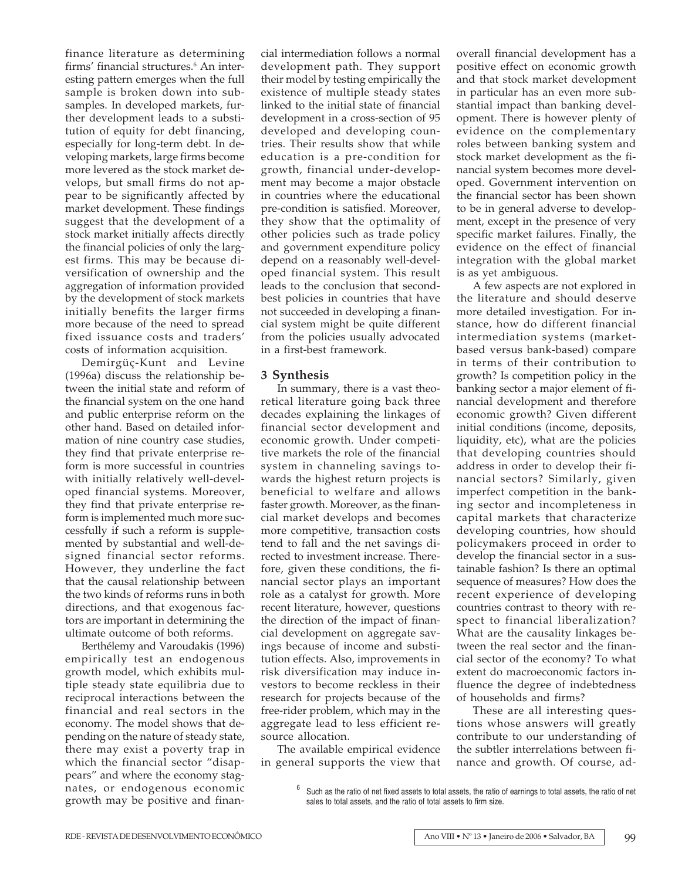finance literature as determining firms' financial structures.[6] An interesting pattern emerges when the full sample is broken down into subsamples. In developed markets, further development leads to a substitution of equity for debt financing, especially for long-term debt. In developing markets, large firms become more levered as the stock market develops, but small firms do not appear to be significantly affected by market development. These findings suggest that the development of a stock market initially affects directly the financial policies of only the largest firms. This may be because diversification of ownership and the aggregation of information provided by the development of stock markets initially benefits the larger firms more because of the need to spread fixed issuance costs and traders' costs of information acquisition.

Demirgüç-Kunt and Levine (1996a) discuss the relationship between the initial state and reform of the financial system on the one hand and public enterprise reform on the other hand. Based on detailed information of nine country case studies, they find that private enterprise reform is more successful in countries with initially relatively well-developed financial systems. Moreover, they find that private enterprise reform is implemented much more successfully if such a reform is supplemented by substantial and well-designed financial sector reforms. However, they underline the fact that the causal relationship between the two kinds of reforms runs in both directions, and that exogenous factors are important in determining the ultimate outcome of both reforms.

Berthélemy and Varoudakis (1996) empirically test an endogenous growth model, which exhibits multiple steady state equilibria due to reciprocal interactions between the financial and real sectors in the economy. The model shows that depending on the nature of steady state, there may exist a poverty trap in which the financial sector "disappears" and where the economy stagnates, or endogenous economic growth may be positive and financial intermediation follows a normal development path. They support their model by testing empirically the existence of multiple steady states linked to the initial state of financial development in a cross-section of 95 developed and developing countries. Their results show that while education is a pre-condition for growth, financial under-development may become a major obstacle in countries where the educational pre-condition is satisfied. Moreover, they show that the optimality of other policies such as trade policy and government expenditure policy depend on a reasonably well-developed financial system. This result leads to the conclusion that second-best policies in countries that have not succeeded in developing a financial system might be quite different from the policies usually advocated in a first-best framework.

## 3 Synthesis

In summary, there is a vast theoretical literature going back three decades explaining the linkages of financial sector development and economic growth. Under competitive markets the role of the financial system in channeling savings towards the highest return projects is beneficial to welfare and allows faster growth. Moreover, as the financial market develops and becomes more competitive, transaction costs tend to fall and the net savings directed to investment increase. Therefore, given these conditions, the financial sector plays an important role as a catalyst for growth. More recent literature, however, questions the direction of the impact of financial development on aggregate savings because of income and substitution effects. Also, improvements in risk diversification may induce investors to become reckless in their research for projects because of the free-rider problem, which may in the aggregate lead to less efficient resource allocation.

The available empirical evidence in general supports the view that overall financial development has a positive effect on economic growth and that stock market development in particular has an even more substantial impact than banking development. There is however plenty of evidence on the complementary roles between banking system and stock market development as the financial system becomes more developed. Government intervention on the financial sector has been shown to be in general adverse to development, except in the presence of very specific market failures. Finally, the evidence on the effect of financial integration with the global market is as yet ambiguous.

A few aspects are not explored in the literature and should deserve more detailed investigation. For instance, how do different financial intermediation systems (market-based versus bank-based) compare in terms of their contribution to growth? Is competition policy in the banking sector a major element of financial development and therefore economic growth? Given different initial conditions (income, deposits, liquidity, etc), what are the policies that developing countries should address in order to develop their financial sectors? Similarly, given imperfect competition in the banking sector and incompleteness in capital markets that characterize developing countries, how should policymakers proceed in order to develop the financial sector in a sustainable fashion? Is there an optimal sequence of measures? How does the recent experience of developing countries contrast to theory with respect to financial liberalization? What are the causality linkages between the real sector and the financial sector of the economy? To what extent do macroeconomic factors influence the degree of indebtedness of households and firms?

These are all interesting questions whose answers will greatly contribute to our understanding of the subtler interrelations between finance and growth. Of course, ad-

[6] Such as the ratio of net fixed assets to total assets, the ratio of earnings to total assets, the ratio of net sales to total assets, and the ratio of total assets to firm size.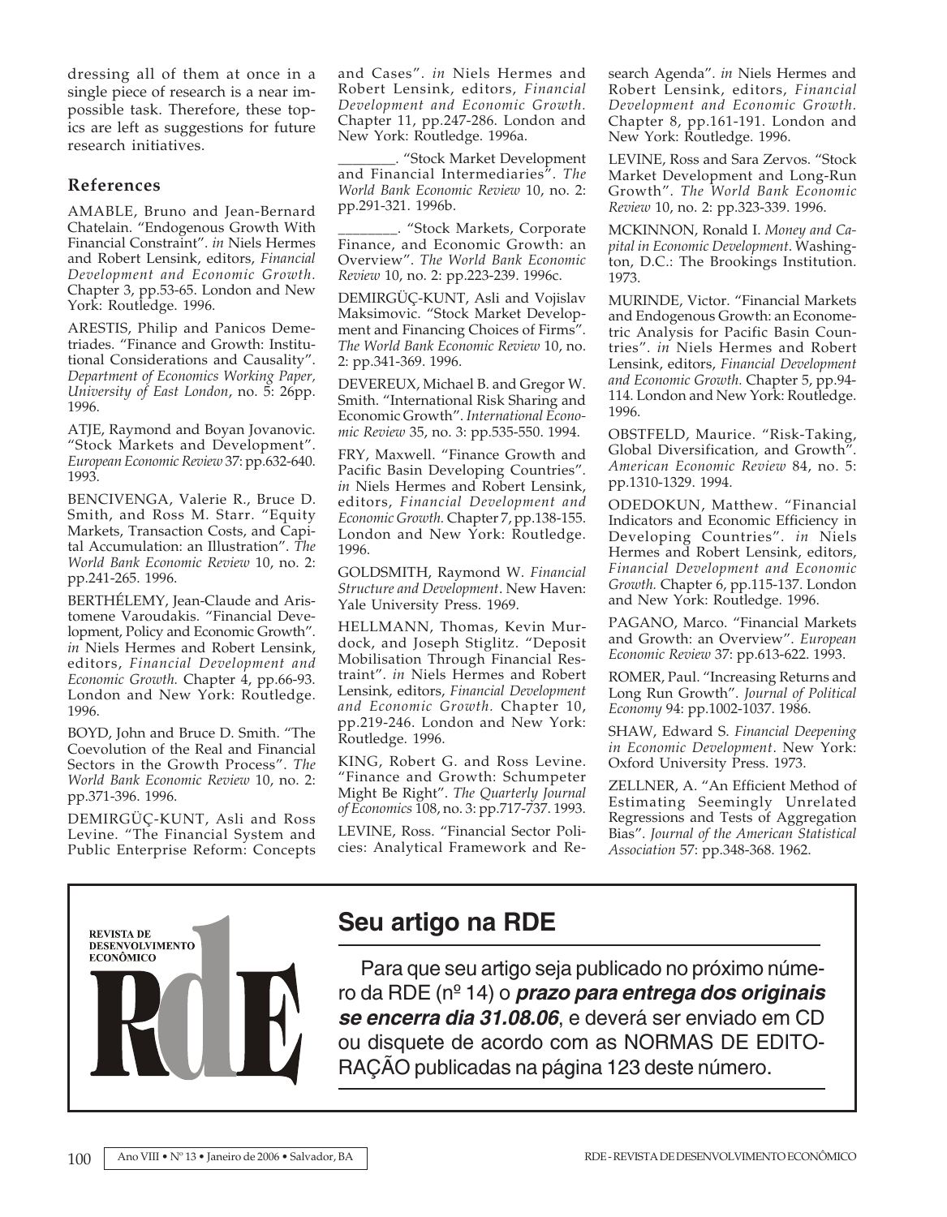dressing all of them at once in a single piece of research is a near impossible task. Therefore, these topics are left as suggestions for future research initiatives.

## References

AMABLE, Bruno and Jean-Bernard Chatelain. "Endogenous Growth With Financial Constraint". *in* Niels Hermes and Robert Lensink, editors, *Financial Development and Economic Growth.* Chapter 3, pp.53-65. London and New York: Routledge. 1996.

ARESTIS, Philip and Panicos Demetriades. "Finance and Growth: Institutional Considerations and Causality". *Department of Economics Working Paper, University of East London*, no. 5: 26pp. 1996.

ATJE, Raymond and Boyan Jovanovic. "Stock Markets and Development". *European Economic Review* 37: pp.632-640. 1993.

BENCIVENGA, Valerie R., Bruce D. Smith, and Ross M. Starr. "Equity Markets, Transaction Costs, and Capital Accumulation: an Illustration". *The World Bank Economic Review* 10, no. 2: pp.241-265. 1996.

BERTHÉLEMY, Jean-Claude and Aristomene Varoudakis. "Financial Development, Policy and Economic Growth". *in* Niels Hermes and Robert Lensink, editors, *Financial Development and Economic Growth.* Chapter 4, pp.66-93. London and New York: Routledge. 1996.

BOYD, John and Bruce D. Smith. "The Coevolution of the Real and Financial Sectors in the Growth Process". *The World Bank Economic Review* 10, no. 2: pp.371-396. 1996.

DEMIRGÜÇ-KUNT, Asli and Ross Levine. "The Financial System and Public Enterprise Reform: Concepts and Cases". *in* Niels Hermes and Robert Lensink, editors, *Financial Development and Economic Growth.* Chapter 11, pp.247-286. London and New York: Routledge. 1996a.

________. "Stock Market Development and Financial Intermediaries". *The World Bank Economic Review* 10, no. 2: pp.291-321. 1996b.

________. "Stock Markets, Corporate Finance, and Economic Growth: an Overview". *The World Bank Economic Review* 10, no. 2: pp.223-239. 1996c.

DEMIRGÜÇ-KUNT, Asli and Vojislav Maksimovic. "Stock Market Development and Financing Choices of Firms". *The World Bank Economic Review* 10, no. 2: pp.341-369. 1996.

DEVEREUX, Michael B. and Gregor W. Smith. "International Risk Sharing and Economic Growth". *International Economic Review* 35, no. 3: pp.535-550. 1994.

FRY, Maxwell. "Finance Growth and Pacific Basin Developing Countries". *in* Niels Hermes and Robert Lensink, editors, *Financial Development and Economic Growth.* Chapter 7, pp.138-155. London and New York: Routledge. 1996.

GOLDSMITH, Raymond W. *Financial Structure and Development*. New Haven: Yale University Press. 1969.

HELLMANN, Thomas, Kevin Murdock, and Joseph Stiglitz. "Deposit Mobilisation Through Financial Restraint". *in* Niels Hermes and Robert Lensink, editors, *Financial Development and Economic Growth.* Chapter 10, pp.219-246. London and New York: Routledge. 1996.

KING, Robert G. and Ross Levine. "Finance and Growth: Schumpeter Might Be Right". *The Quarterly Journal of Economics* 108, no. 3: pp.717-737. 1993.

LEVINE, Ross. "Financial Sector Policies: Analytical Framework and Research Agenda". *in* Niels Hermes and Robert Lensink, editors, *Financial Development and Economic Growth.* Chapter 8, pp.161-191. London and New York: Routledge. 1996.

LEVINE, Ross and Sara Zervos. "Stock Market Development and Long-Run Growth". *The World Bank Economic Review* 10, no. 2: pp.323-339. 1996.

MCKINNON, Ronald I. *Money and Capital in Economic Development*. Washington, D.C.: The Brookings Institution. 1973.

MURINDE, Victor. "Financial Markets and Endogenous Growth: an Econometric Analysis for Pacific Basin Countries". *in* Niels Hermes and Robert Lensink, editors, *Financial Development and Economic Growth.* Chapter 5, pp.94-114. London and New York: Routledge. 1996.

OBSTFELD, Maurice. "Risk-Taking, Global Diversification, and Growth". *American Economic Review* 84, no. 5: pp.1310-1329. 1994.

ODEDOKUN, Matthew. "Financial Indicators and Economic Efficiency in Developing Countries". *in* Niels Hermes and Robert Lensink, editors, *Financial Development and Economic Growth.* Chapter 6, pp.115-137. London and New York: Routledge. 1996.

PAGANO, Marco. "Financial Markets and Growth: an Overview". *European Economic Review* 37: pp.613-622. 1993.

ROMER, Paul. "Increasing Returns and Long Run Growth". *Journal of Political Economy* 94: pp.1002-1037. 1986.

SHAW, Edward S. *Financial Deepening in Economic Development*. New York: Oxford University Press. 1973.

ZELLNER, A. "An Efficient Method of Estimating Seemingly Unrelated Regressions and Tests of Aggregation Bias". *Journal of the American Statistical Association* 57: pp.348-368. 1962.

REVISTA DE DESENVOLVIMENTO ECONÔMICO

RdE

## Seu artigo na RDE

Para que seu artigo seja publicado no próximo número da RDE (nº 14) o ***prazo para entrega dos originais se encerra dia 31.08.06***, e deverá ser enviado em CD ou disquete de acordo com as NORMAS DE EDITORAÇÃO publicadas na página 123 deste número.